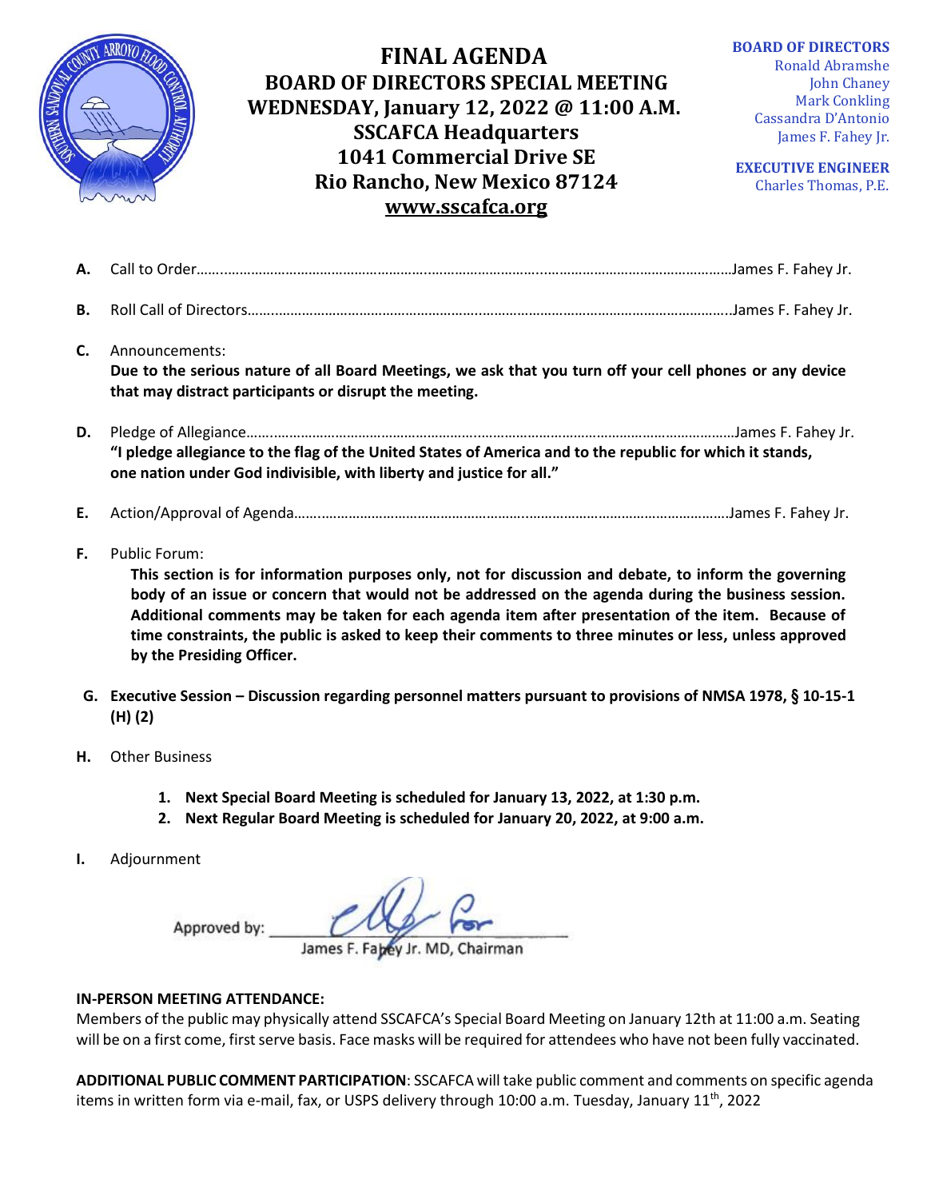# FINAL AGENDA
## BOARD OF DIRECTORS SPECIAL MEETING
## WEDNESDAY, January 12, 2022 @ 11:00 A.M.
## SSCAFCA Headquarters
## 1041 Commercial Drive SE
## Rio Rancho, New Mexico 87124
## www.sscafca.org

**BOARD OF DIRECTORS**
Ronald Abramshe
John Chaney
Mark Conkling
Cassandra D'Antonio
James F. Fahey Jr.

**EXECUTIVE ENGINEER**
Charles Thomas, P.E.

**A.** Call to Order……James F. Fahey Jr.

**B.** Roll Call of Directors……James F. Fahey Jr.

**C.** Announcements:
**Due to the serious nature of all Board Meetings, we ask that you turn off your cell phones or any device that may distract participants or disrupt the meeting.**

**D.** Pledge of Allegiance……James F. Fahey Jr.
**"I pledge allegiance to the flag of the United States of America and to the republic for which it stands, one nation under God indivisible, with liberty and justice for all."**

**E.** Action/Approval of Agenda……James F. Fahey Jr.

**F.** Public Forum:
**This section is for information purposes only, not for discussion and debate, to inform the governing body of an issue or concern that would not be addressed on the agenda during the business session. Additional comments may be taken for each agenda item after presentation of the item. Because of time constraints, the public is asked to keep their comments to three minutes or less, unless approved by the Presiding Officer.**

**G. Executive Session – Discussion regarding personnel matters pursuant to provisions of NMSA 1978, § 10-15-1 (H) (2)**

**H.** Other Business

1. **Next Special Board Meeting is scheduled for January 13, 2022, at 1:30 p.m.**
2. **Next Regular Board Meeting is scheduled for January 20, 2022, at 9:00 a.m.**

**I.** Adjournment

Approved by: ______________________
James F. Fahey Jr. MD, Chairman

**IN-PERSON MEETING ATTENDANCE:**
Members of the public may physically attend SSCAFCA's Special Board Meeting on January 12th at 11:00 a.m. Seating will be on a first come, first serve basis. Face masks will be required for attendees who have not been fully vaccinated.

**ADDITIONAL PUBLIC COMMENT PARTICIPATION**: SSCAFCA will take public comment and comments on specific agenda items in written form via e-mail, fax, or USPS delivery through 10:00 a.m. Tuesday, January 11th, 2022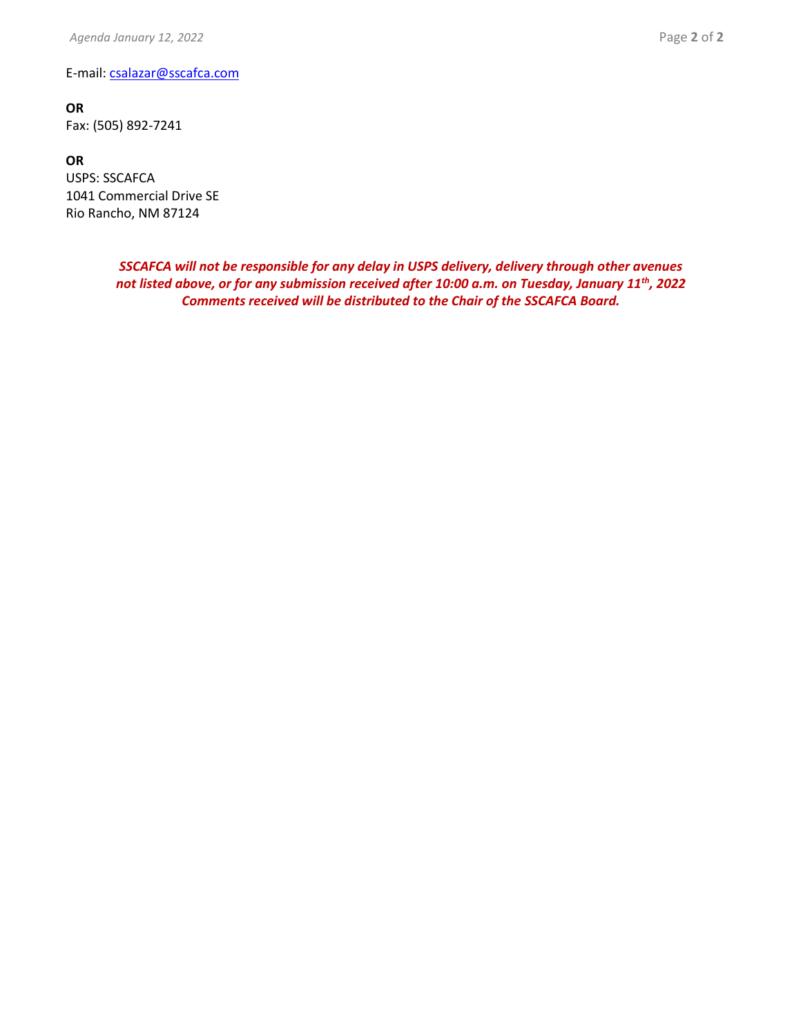E-mail: csalazar@sscafca.com

**OR**
Fax: (505) 892-7241

**OR**
USPS: SSCAFCA
1041 Commercial Drive SE
Rio Rancho, NM 87124

***SSCAFCA will not be responsible for any delay in USPS delivery, delivery through other avenues not listed above, or for any submission received after 10:00 a.m. on Tuesday, January 11th, 2022 Comments received will be distributed to the Chair of the SSCAFCA Board.***